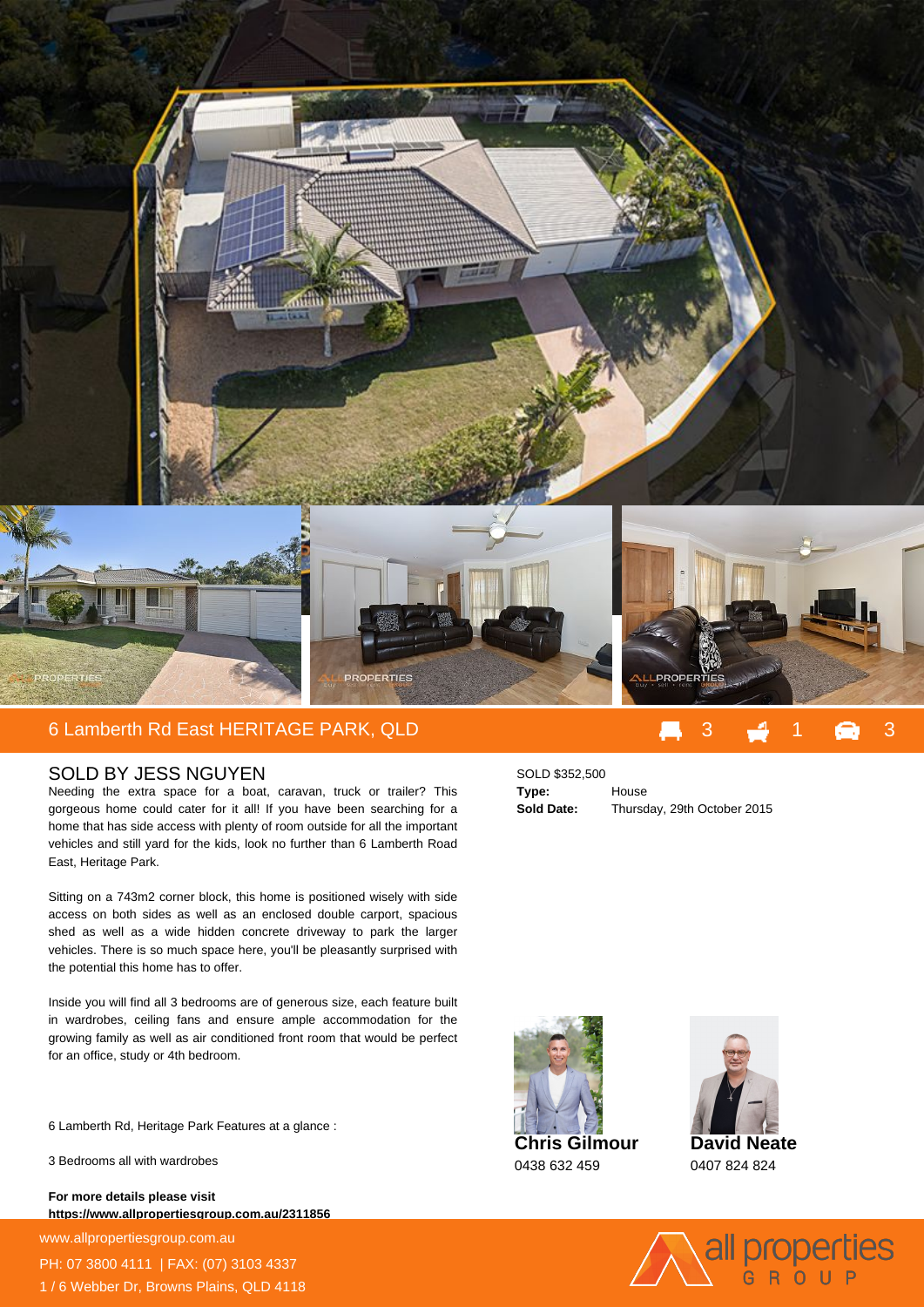## 6 Lamberth Rd East HERITAGE PARK, QLD

3 1 3

### SOLD BY JESS NGUYEN

Needing the extra space for a boat, caravan, truck or trailer? This gorgeous home could cater for it all! If you have been searching for a home that has side access with plenty of room outside for all the important vehicles and still yard for the kids, look no further than 6 Lamberth Road East, Heritage Park.

Sitting on a 743m2 corner block, this home is positioned wisely with side access on both sides as well as an enclosed double carport, spacious shed as well as a wide hidden concrete driveway to park the larger vehicles. There is so much space here, you'll be pleasantly surprised with the potential this home has to offer.

Inside you will find all 3 bedrooms are of generous size, each feature built in wardrobes, ceiling fans and ensure ample accommodation for the growing family as well as air conditioned front room that would be perfect for an office, study or 4th bedroom.

6 Lamberth Rd, Heritage Park Features at a glance :

3 Bedrooms all with wardrobes

**For more details please visit**
**https://www.allpropertiesgroup.com.au/2311856**

SOLD $352,500

| | |
|---|---|
| **Type:** | House |
| **Sold Date:** | Thursday, 29th October 2015 |

**Chris Gilmour**
0438 632 459

**David Neate**
0407 824 824

www.allpropertiesgroup.com.au
PH: 07 3800 4111 | FAX: (07) 3103 4337
1 / 6 Webber Dr, Browns Plains, QLD 4118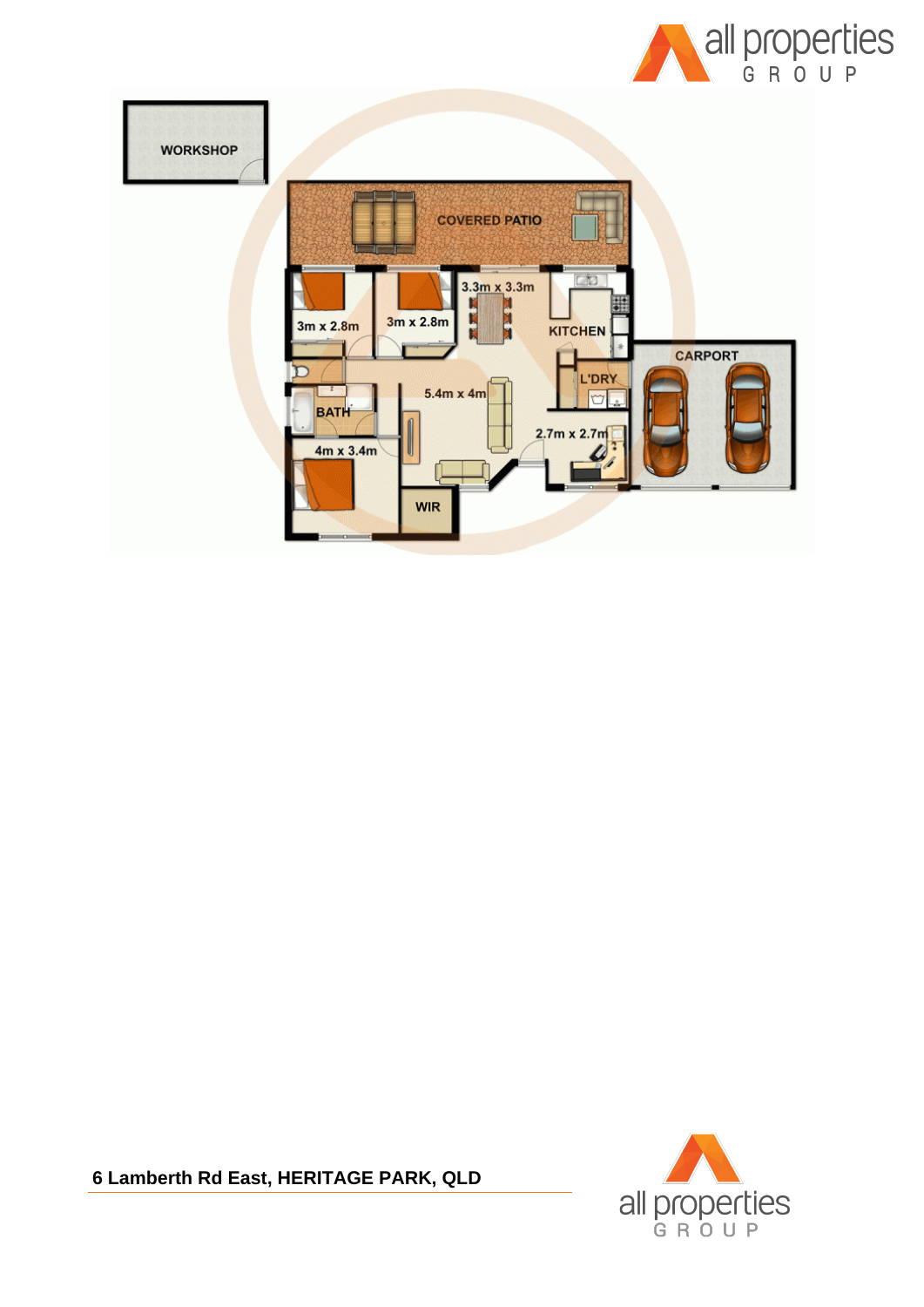WORKSHOP

COVERED PATIO

3m x 2.8m

3m x 2.8m

3.3m x 3.3m

KITCHEN

CARPORT

L'DRY

BATH

5.4m x 4m

2.7m x 2.7m

4m x 3.4m

WIR

**6 Lamberth Rd East, HERITAGE PARK, QLD**